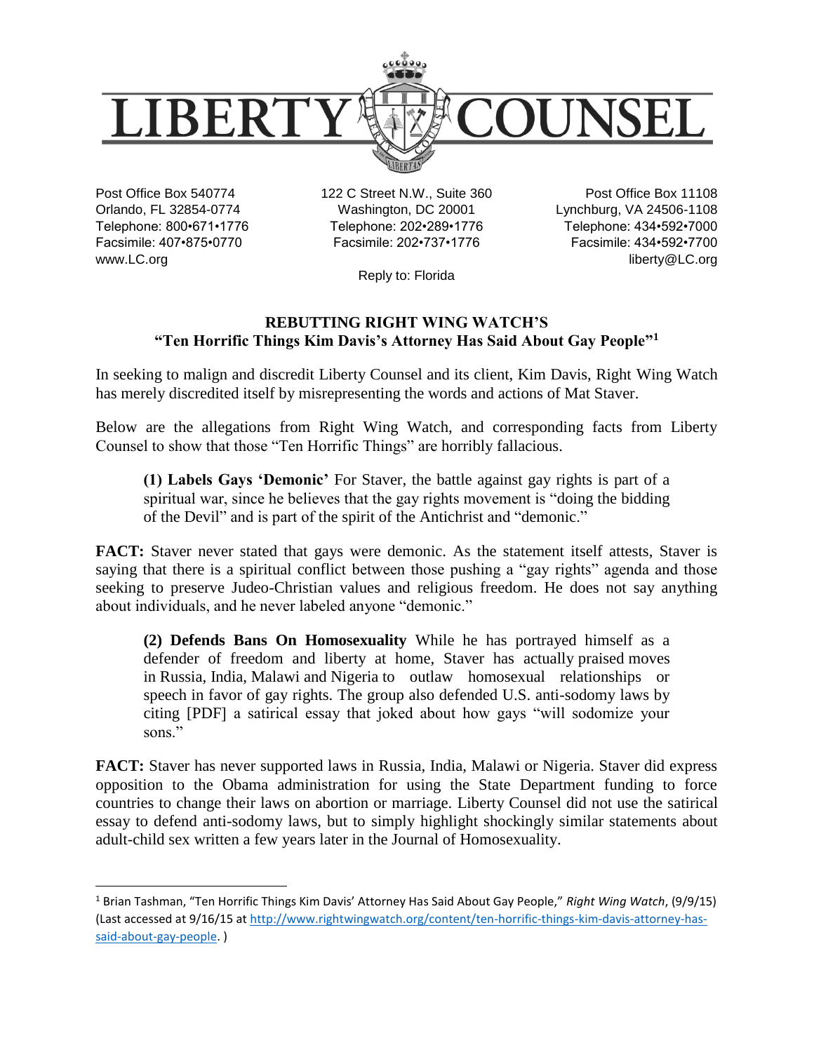# LIBERTY COUNSEL

Post Office Box 540774
Orlando, FL 32854-0774
Telephone: 800•671•1776
Facsimile: 407•875•0770
www.LC.org

122 C Street N.W., Suite 360
Washington, DC 20001
Telephone: 202•289•1776
Facsimile: 202•737•1776

Post Office Box 11108
Lynchburg, VA 24506-1108
Telephone: 434•592•7000
Facsimile: 434•592•7700
liberty@LC.org

Reply to: Florida

## REBUTTING RIGHT WING WATCH'S "Ten Horrific Things Kim Davis's Attorney Has Said About Gay People"[1]

In seeking to malign and discredit Liberty Counsel and its client, Kim Davis, Right Wing Watch has merely discredited itself by misrepresenting the words and actions of Mat Staver.

Below are the allegations from Right Wing Watch, and corresponding facts from Liberty Counsel to show that those "Ten Horrific Things" are horribly fallacious.

> **(1) Labels Gays 'Demonic'** For Staver, the battle against gay rights is part of a spiritual war, since he believes that the gay rights movement is "doing the bidding of the Devil" and is part of the spirit of the Antichrist and "demonic."

**FACT:** Staver never stated that gays were demonic. As the statement itself attests, Staver is saying that there is a spiritual conflict between those pushing a "gay rights" agenda and those seeking to preserve Judeo-Christian values and religious freedom. He does not say anything about individuals, and he never labeled anyone "demonic."

> **(2) Defends Bans On Homosexuality** While he has portrayed himself as a defender of freedom and liberty at home, Staver has actually praised moves in Russia, India, Malawi and Nigeria to outlaw homosexual relationships or speech in favor of gay rights. The group also defended U.S. anti-sodomy laws by citing [PDF] a satirical essay that joked about how gays "will sodomize your sons."

**FACT:** Staver has never supported laws in Russia, India, Malawi or Nigeria. Staver did express opposition to the Obama administration for using the State Department funding to force countries to change their laws on abortion or marriage. Liberty Counsel did not use the satirical essay to defend anti-sodomy laws, but to simply highlight shockingly similar statements about adult-child sex written a few years later in the Journal of Homosexuality.

---

[1] Brian Tashman, "Ten Horrific Things Kim Davis' Attorney Has Said About Gay People," *Right Wing Watch*, (9/9/15) (Last accessed at 9/16/15 at http://www.rightwingwatch.org/content/ten-horrific-things-kim-davis-attorney-has-said-about-gay-people. )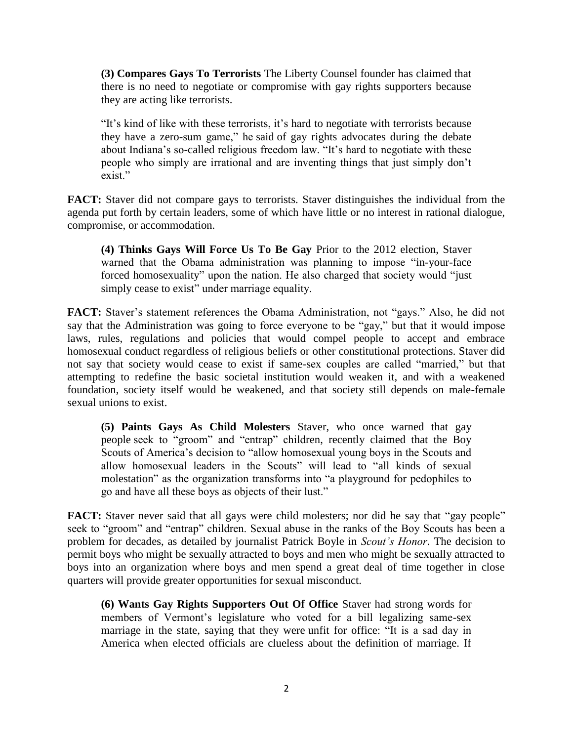> **(3) Compares Gays To Terrorists** The Liberty Counsel founder has claimed that there is no need to negotiate or compromise with gay rights supporters because they are acting like terrorists.
>
> "It's kind of like with these terrorists, it's hard to negotiate with terrorists because they have a zero-sum game," he said of gay rights advocates during the debate about Indiana's so-called religious freedom law. "It's hard to negotiate with these people who simply are irrational and are inventing things that just simply don't exist."

**FACT:** Staver did not compare gays to terrorists. Staver distinguishes the individual from the agenda put forth by certain leaders, some of which have little or no interest in rational dialogue, compromise, or accommodation.

> **(4) Thinks Gays Will Force Us To Be Gay** Prior to the 2012 election, Staver warned that the Obama administration was planning to impose "in-your-face forced homosexuality" upon the nation. He also charged that society would "just simply cease to exist" under marriage equality.

**FACT:** Staver's statement references the Obama Administration, not "gays." Also, he did not say that the Administration was going to force everyone to be "gay," but that it would impose laws, rules, regulations and policies that would compel people to accept and embrace homosexual conduct regardless of religious beliefs or other constitutional protections. Staver did not say that society would cease to exist if same-sex couples are called "married," but that attempting to redefine the basic societal institution would weaken it, and with a weakened foundation, society itself would be weakened, and that society still depends on male-female sexual unions to exist.

> **(5) Paints Gays As Child Molesters** Staver, who once warned that gay people seek to "groom" and "entrap" children, recently claimed that the Boy Scouts of America's decision to "allow homosexual young boys in the Scouts and allow homosexual leaders in the Scouts" will lead to "all kinds of sexual molestation" as the organization transforms into "a playground for pedophiles to go and have all these boys as objects of their lust."

**FACT:** Staver never said that all gays were child molesters; nor did he say that "gay people" seek to "groom" and "entrap" children. Sexual abuse in the ranks of the Boy Scouts has been a problem for decades, as detailed by journalist Patrick Boyle in *Scout's Honor*. The decision to permit boys who might be sexually attracted to boys and men who might be sexually attracted to boys into an organization where boys and men spend a great deal of time together in close quarters will provide greater opportunities for sexual misconduct.

> **(6) Wants Gay Rights Supporters Out Of Office** Staver had strong words for members of Vermont's legislature who voted for a bill legalizing same-sex marriage in the state, saying that they were unfit for office: "It is a sad day in America when elected officials are clueless about the definition of marriage. If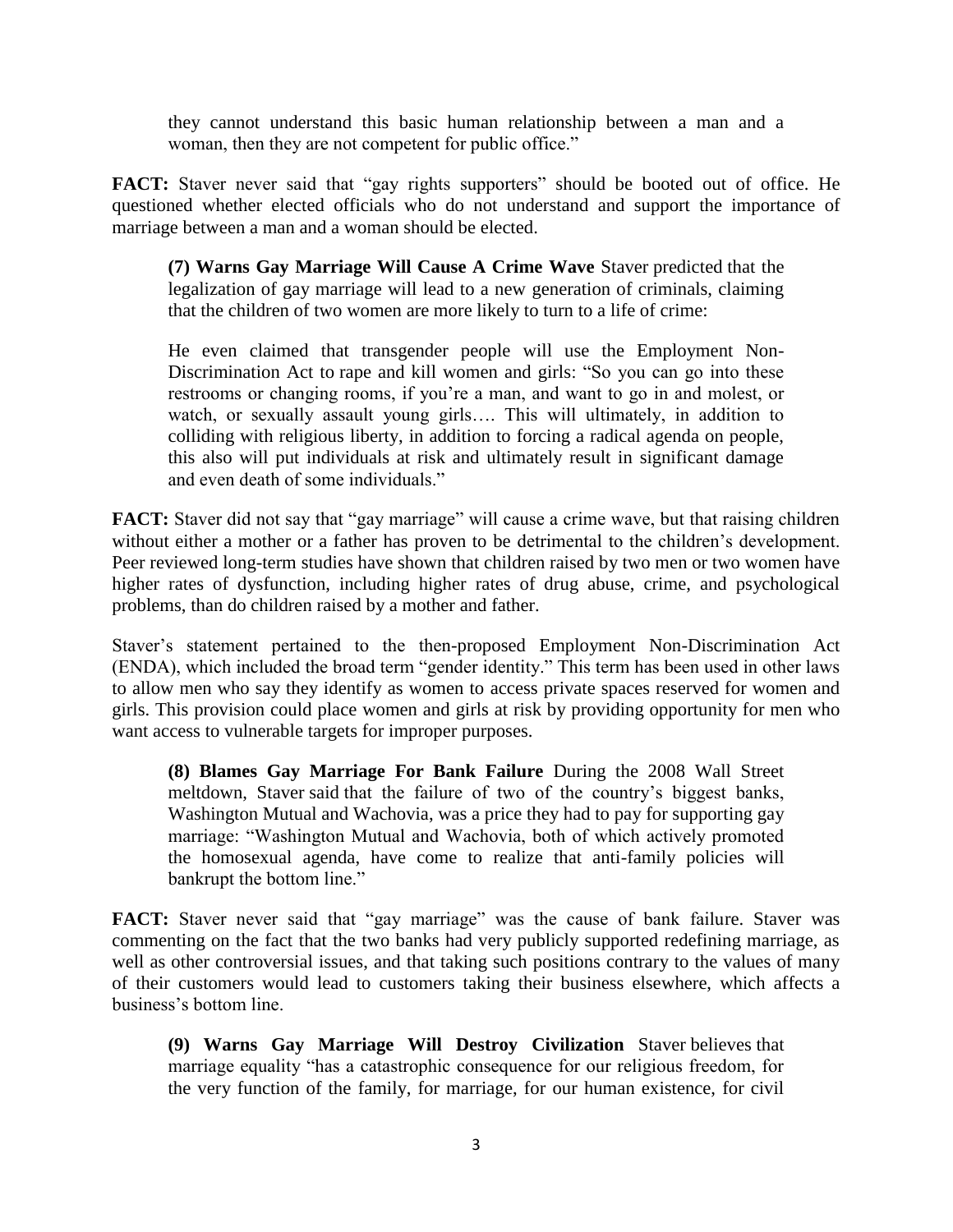> they cannot understand this basic human relationship between a man and a woman, then they are not competent for public office."

**FACT:** Staver never said that "gay rights supporters" should be booted out of office. He questioned whether elected officials who do not understand and support the importance of marriage between a man and a woman should be elected.

> **(7) Warns Gay Marriage Will Cause A Crime Wave** Staver predicted that the legalization of gay marriage will lead to a new generation of criminals, claiming that the children of two women are more likely to turn to a life of crime:
>
> He even claimed that transgender people will use the Employment Non-Discrimination Act to rape and kill women and girls: "So you can go into these restrooms or changing rooms, if you're a man, and want to go in and molest, or watch, or sexually assault young girls…. This will ultimately, in addition to colliding with religious liberty, in addition to forcing a radical agenda on people, this also will put individuals at risk and ultimately result in significant damage and even death of some individuals."

**FACT:** Staver did not say that "gay marriage" will cause a crime wave, but that raising children without either a mother or a father has proven to be detrimental to the children's development. Peer reviewed long-term studies have shown that children raised by two men or two women have higher rates of dysfunction, including higher rates of drug abuse, crime, and psychological problems, than do children raised by a mother and father.

Staver's statement pertained to the then-proposed Employment Non-Discrimination Act (ENDA), which included the broad term "gender identity." This term has been used in other laws to allow men who say they identify as women to access private spaces reserved for women and girls. This provision could place women and girls at risk by providing opportunity for men who want access to vulnerable targets for improper purposes.

> **(8) Blames Gay Marriage For Bank Failure** During the 2008 Wall Street meltdown, Staver said that the failure of two of the country's biggest banks, Washington Mutual and Wachovia, was a price they had to pay for supporting gay marriage: "Washington Mutual and Wachovia, both of which actively promoted the homosexual agenda, have come to realize that anti-family policies will bankrupt the bottom line."

**FACT:** Staver never said that "gay marriage" was the cause of bank failure. Staver was commenting on the fact that the two banks had very publicly supported redefining marriage, as well as other controversial issues, and that taking such positions contrary to the values of many of their customers would lead to customers taking their business elsewhere, which affects a business's bottom line.

> **(9) Warns Gay Marriage Will Destroy Civilization** Staver believes that marriage equality "has a catastrophic consequence for our religious freedom, for the very function of the family, for marriage, for our human existence, for civil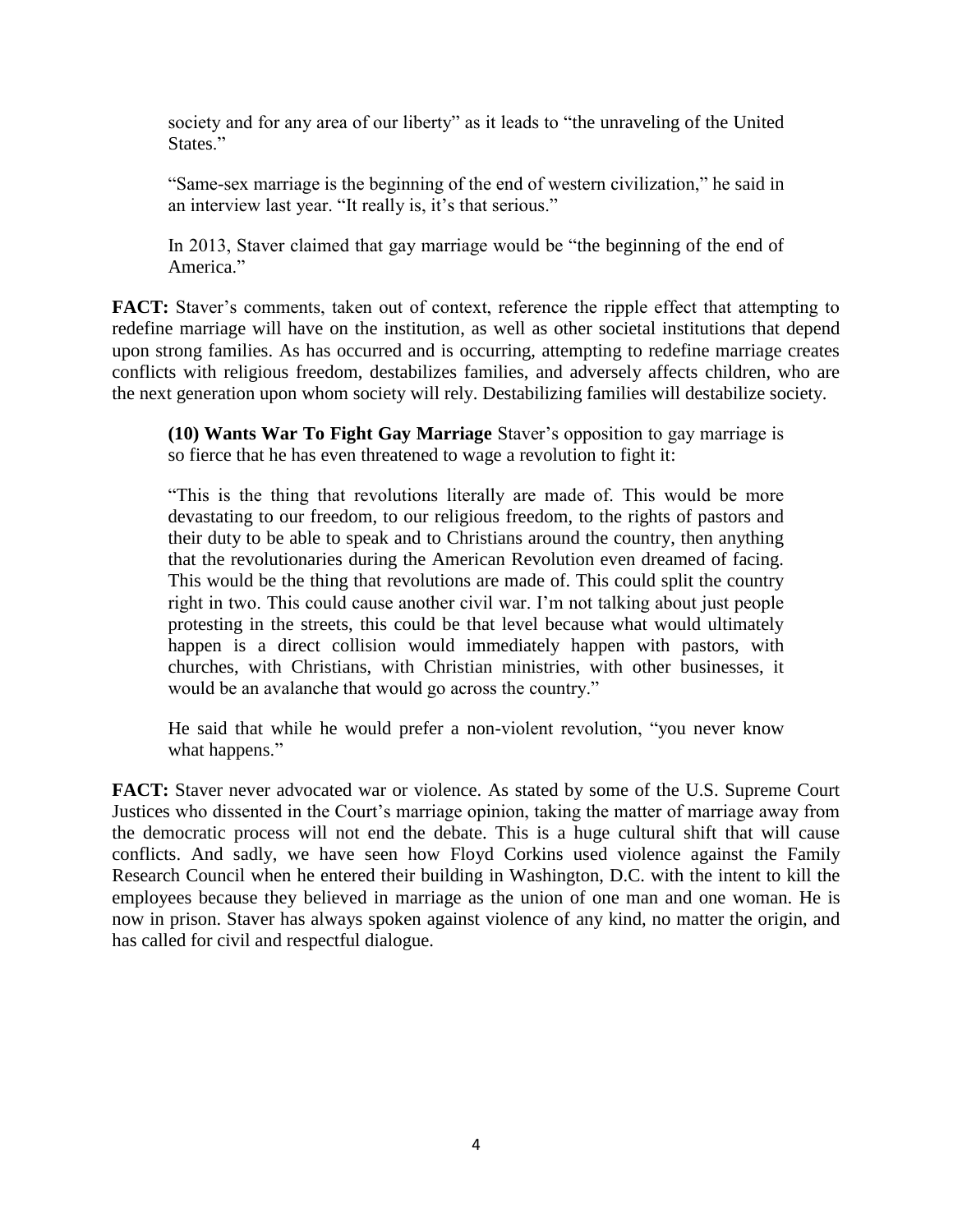> society and for any area of our liberty" as it leads to "the unraveling of the United States."
>
> "Same-sex marriage is the beginning of the end of western civilization," he said in an interview last year. "It really is, it's that serious."
>
> In 2013, Staver claimed that gay marriage would be "the beginning of the end of America."

**FACT:** Staver's comments, taken out of context, reference the ripple effect that attempting to redefine marriage will have on the institution, as well as other societal institutions that depend upon strong families. As has occurred and is occurring, attempting to redefine marriage creates conflicts with religious freedom, destabilizes families, and adversely affects children, who are the next generation upon whom society will rely. Destabilizing families will destabilize society.

> **(10) Wants War To Fight Gay Marriage** Staver's opposition to gay marriage is so fierce that he has even threatened to wage a revolution to fight it:
>
> "This is the thing that revolutions literally are made of. This would be more devastating to our freedom, to our religious freedom, to the rights of pastors and their duty to be able to speak and to Christians around the country, then anything that the revolutionaries during the American Revolution even dreamed of facing. This would be the thing that revolutions are made of. This could split the country right in two. This could cause another civil war. I'm not talking about just people protesting in the streets, this could be that level because what would ultimately happen is a direct collision would immediately happen with pastors, with churches, with Christians, with Christian ministries, with other businesses, it would be an avalanche that would go across the country."
>
> He said that while he would prefer a non-violent revolution, "you never know what happens."

**FACT:** Staver never advocated war or violence. As stated by some of the U.S. Supreme Court Justices who dissented in the Court's marriage opinion, taking the matter of marriage away from the democratic process will not end the debate. This is a huge cultural shift that will cause conflicts. And sadly, we have seen how Floyd Corkins used violence against the Family Research Council when he entered their building in Washington, D.C. with the intent to kill the employees because they believed in marriage as the union of one man and one woman. He is now in prison. Staver has always spoken against violence of any kind, no matter the origin, and has called for civil and respectful dialogue.